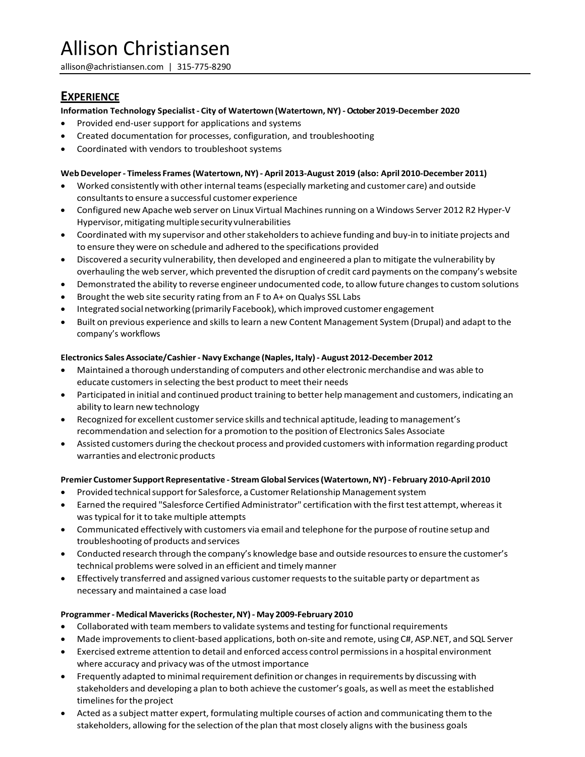# Allison Christiansen

allison@achristiansen.com | 315-775-8290

## EXPERIENCE

**Information Technology Specialist - City of Watertown (Watertown, NY) - October 2019-December 2020**

- Provided end-user support for applications and systems
- Created documentation for processes, configuration, and troubleshooting
- Coordinated with vendors to troubleshoot systems

**Web Developer - Timeless Frames (Watertown, NY) - April 2013-August 2019 (also: April 2010-December 2011)**

- Worked consistently with other internal teams (especially marketing and customer care) and outside consultants to ensure a successful customer experience
- Configured new Apache web server on Linux Virtual Machines running on a Windows Server 2012 R2 Hyper-V Hypervisor, mitigating multiple security vulnerabilities
- Coordinated with my supervisor and other stakeholders to achieve funding and buy-in to initiate projects and to ensure they were on schedule and adhered to the specifications provided
- Discovered a security vulnerability, then developed and engineered a plan to mitigate the vulnerability by overhauling the web server, which prevented the disruption of credit card payments on the company's website
- Demonstrated the ability to reverse engineer undocumented code, to allow future changes to custom solutions
- Brought the web site security rating from an F to A+ on Qualys SSL Labs
- Integrated social networking (primarily Facebook), which improved customer engagement
- Built on previous experience and skills to learn a new Content Management System (Drupal) and adapt to the company's workflows

**Electronics Sales Associate/Cashier - Navy Exchange (Naples, Italy) - August 2012-December 2012**

- Maintained a thorough understanding of computers and other electronic merchandise and was able to educate customers in selecting the best product to meet their needs
- Participated in initial and continued product training to better help management and customers, indicating an ability to learn new technology
- Recognized for excellent customer service skills and technical aptitude, leading to management's recommendation and selection for a promotion to the position of Electronics Sales Associate
- Assisted customers during the checkout process and provided customers with information regarding product warranties and electronic products

**Premier Customer Support Representative - Stream Global Services (Watertown, NY) - February 2010-April 2010**

- Provided technical support for Salesforce, a Customer Relationship Management system
- Earned the required "Salesforce Certified Administrator" certification with the first test attempt, whereas it was typical for it to take multiple attempts
- Communicated effectively with customers via email and telephone for the purpose of routine setup and troubleshooting of products and services
- Conducted research through the company's knowledge base and outside resources to ensure the customer's technical problems were solved in an efficient and timely manner
- Effectively transferred and assigned various customer requests to the suitable party or department as necessary and maintained a case load

**Programmer - Medical Mavericks (Rochester, NY) - May 2009-February 2010**

- Collaborated with team members to validate systems and testing for functional requirements
- Made improvements to client-based applications, both on-site and remote, using C#, ASP.NET, and SQL Server
- Exercised extreme attention to detail and enforced access control permissions in a hospital environment where accuracy and privacy was of the utmost importance
- Frequently adapted to minimal requirement definition or changes in requirements by discussing with stakeholders and developing a plan to both achieve the customer's goals, as well as meet the established timelines for the project
- Acted as a subject matter expert, formulating multiple courses of action and communicating them to the stakeholders, allowing for the selection of the plan that most closely aligns with the business goals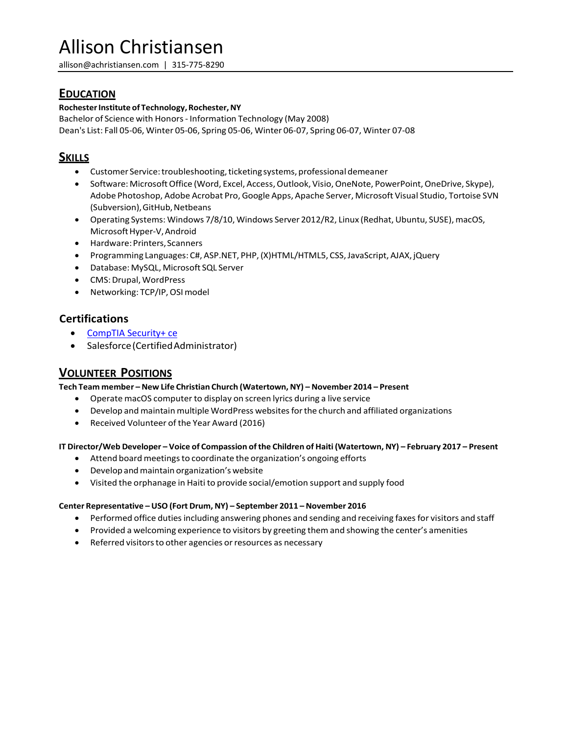# Allison Christiansen

allison@achristiansen.com | 315-775-8290

## EDUCATION

**Rochester Institute of Technology, Rochester, NY**
Bachelor of Science with Honors - Information Technology (May 2008)
Dean's List: Fall 05-06, Winter 05-06, Spring 05-06, Winter 06-07, Spring 06-07, Winter 07-08

## SKILLS

- Customer Service: troubleshooting, ticketing systems, professional demeaner
- Software: Microsoft Office (Word, Excel, Access, Outlook, Visio, OneNote, PowerPoint, OneDrive, Skype), Adobe Photoshop, Adobe Acrobat Pro, Google Apps, Apache Server, Microsoft Visual Studio, Tortoise SVN (Subversion), GitHub, Netbeans
- Operating Systems: Windows 7/8/10, Windows Server 2012/R2, Linux (Redhat, Ubuntu, SUSE), macOS, Microsoft Hyper-V, Android
- Hardware: Printers, Scanners
- Programming Languages: C#, ASP.NET, PHP, (X)HTML/HTML5, CSS, JavaScript, AJAX, jQuery
- Database: MySQL, Microsoft SQL Server
- CMS: Drupal, WordPress
- Networking: TCP/IP, OSI model

## Certifications

- CompTIA Security+ ce
- Salesforce (Certified Administrator)

## VOLUNTEER POSITIONS

**Tech Team member – New Life Christian Church (Watertown, NY) – November 2014 – Present**

- Operate macOS computer to display on screen lyrics during a live service
- Develop and maintain multiple WordPress websites for the church and affiliated organizations
- Received Volunteer of the Year Award (2016)

**IT Director/Web Developer – Voice of Compassion of the Children of Haiti (Watertown, NY) – February 2017 – Present**

- Attend board meetings to coordinate the organization's ongoing efforts
- Develop and maintain organization's website
- Visited the orphanage in Haiti to provide social/emotion support and supply food

**Center Representative – USO (Fort Drum, NY) – September 2011 – November 2016**

- Performed office duties including answering phones and sending and receiving faxes for visitors and staff
- Provided a welcoming experience to visitors by greeting them and showing the center's amenities
- Referred visitors to other agencies or resources as necessary